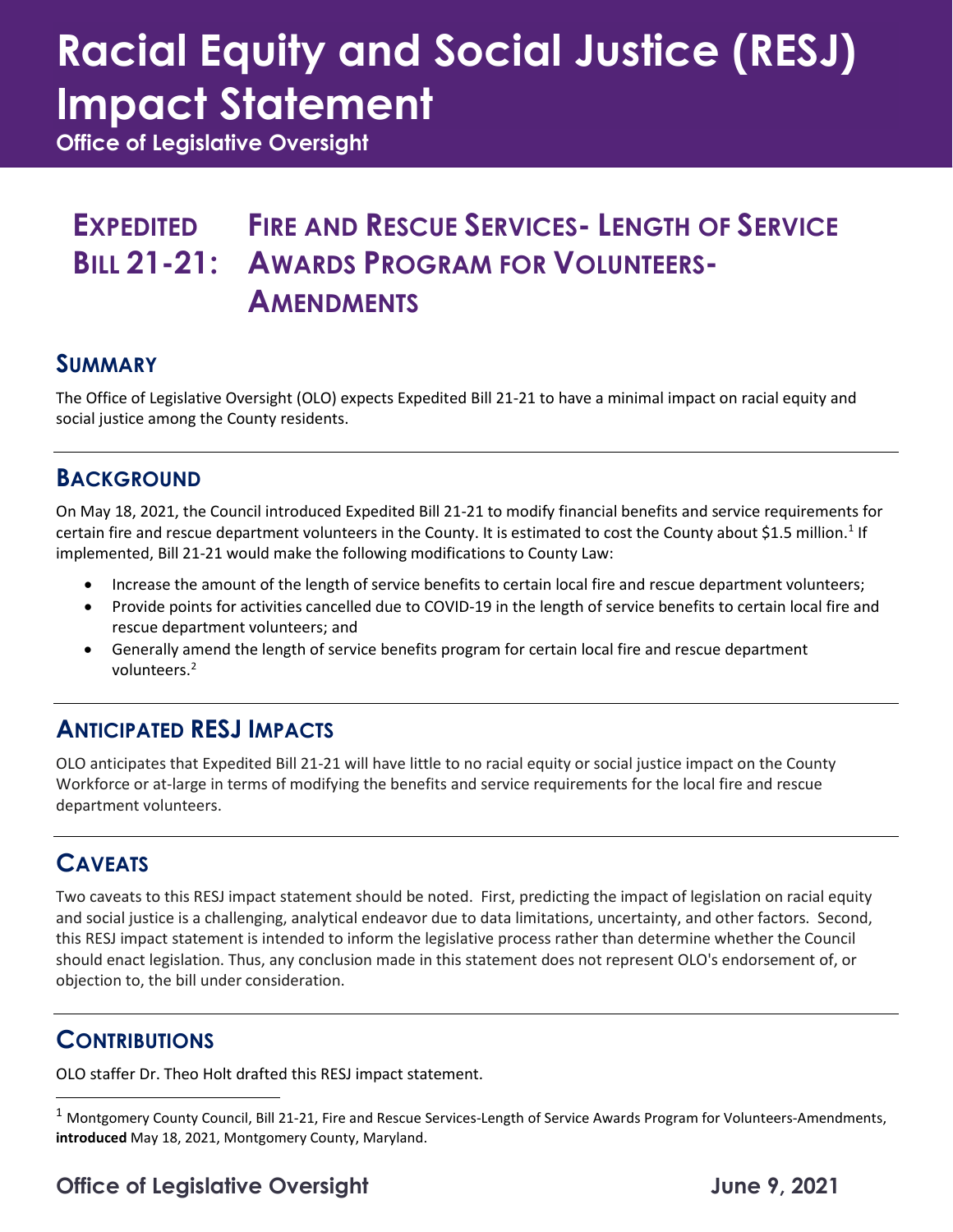# Racial Equity and Social Justice (RESJ) Impact Statement

**Office of Legislative Oversight**

## Expedited Bill 21-21: Fire and Rescue Services- Length of Service Awards Program for Volunteers-Amendments

## Summary

The Office of Legislative Oversight (OLO) expects Expedited Bill 21-21 to have a minimal impact on racial equity and social justice among the County residents.

## Background

On May 18, 2021, the Council introduced Expedited Bill 21-21 to modify financial benefits and service requirements for certain fire and rescue department volunteers in the County. It is estimated to cost the County about $1.5 million.[1] If implemented, Bill 21-21 would make the following modifications to County Law:

- Increase the amount of the length of service benefits to certain local fire and rescue department volunteers;
- Provide points for activities cancelled due to COVID-19 in the length of service benefits to certain local fire and rescue department volunteers; and
- Generally amend the length of service benefits program for certain local fire and rescue department volunteers.[2]

## Anticipated RESJ Impacts

OLO anticipates that Expedited Bill 21-21 will have little to no racial equity or social justice impact on the County Workforce or at-large in terms of modifying the benefits and service requirements for the local fire and rescue department volunteers.

## Caveats

Two caveats to this RESJ impact statement should be noted. First, predicting the impact of legislation on racial equity and social justice is a challenging, analytical endeavor due to data limitations, uncertainty, and other factors. Second, this RESJ impact statement is intended to inform the legislative process rather than determine whether the Council should enact legislation. Thus, any conclusion made in this statement does not represent OLO's endorsement of, or objection to, the bill under consideration.

## Contributions

OLO staffer Dr. Theo Holt drafted this RESJ impact statement.

[1] Montgomery County Council, Bill 21-21, Fire and Rescue Services-Length of Service Awards Program for Volunteers-Amendments, **introduced** May 18, 2021, Montgomery County, Maryland.

**Office of Legislative Oversight** **June 9, 2021**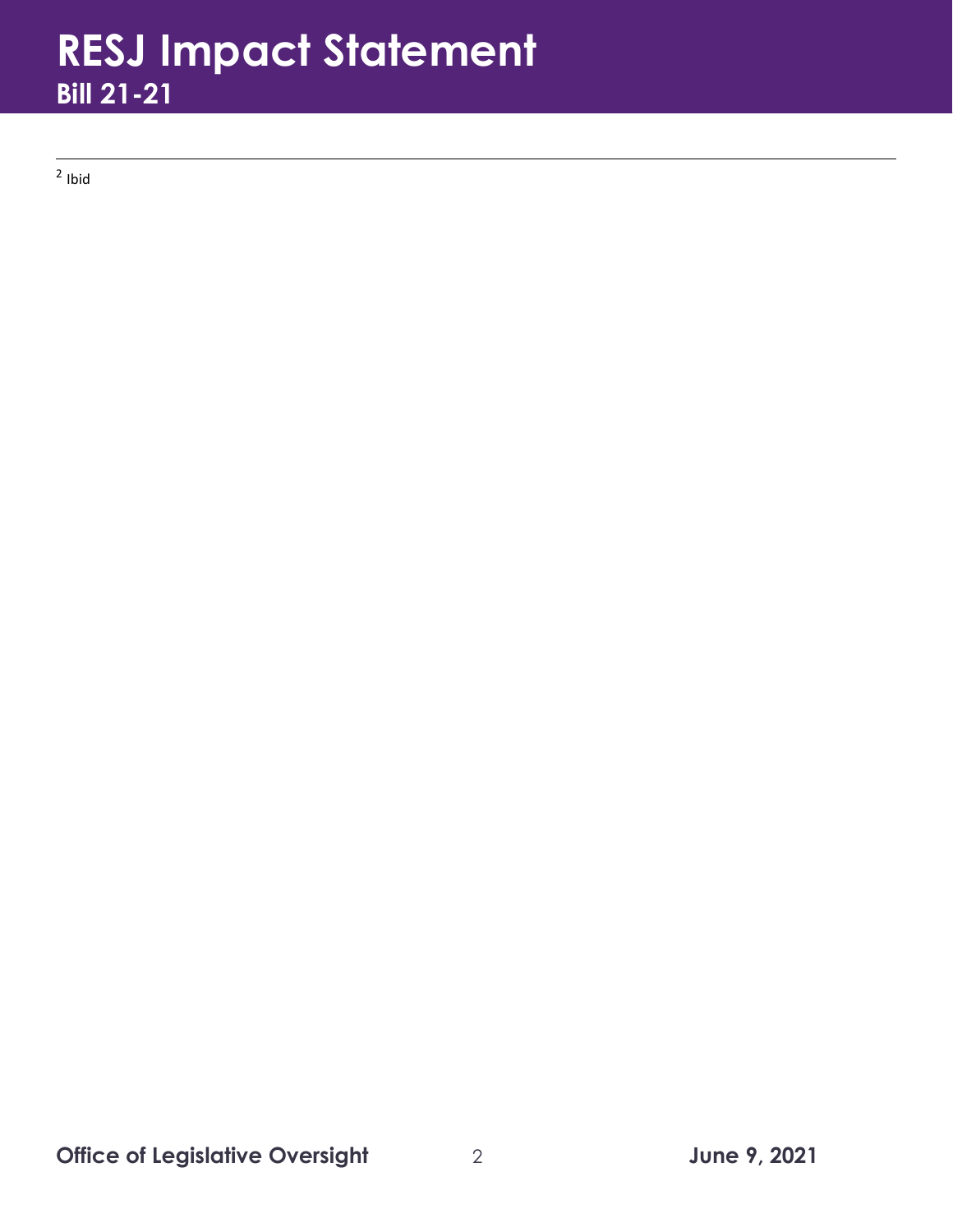[2] Ibid